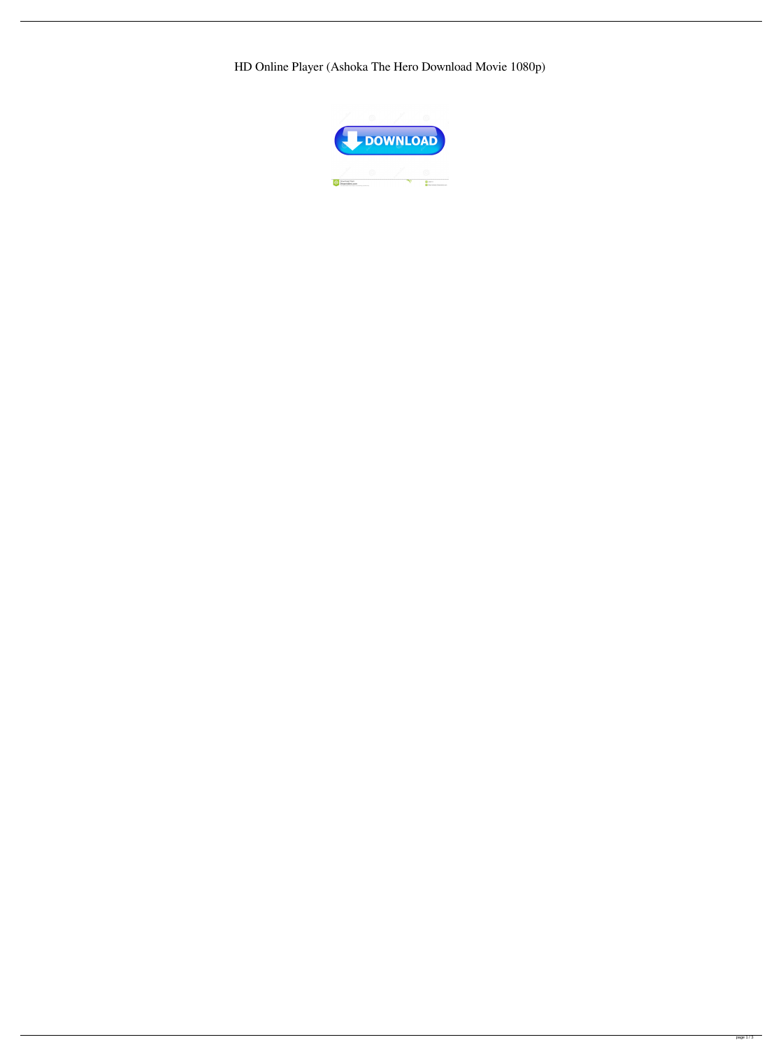HD Online Player (Ashoka The Hero Download Movie 1080p)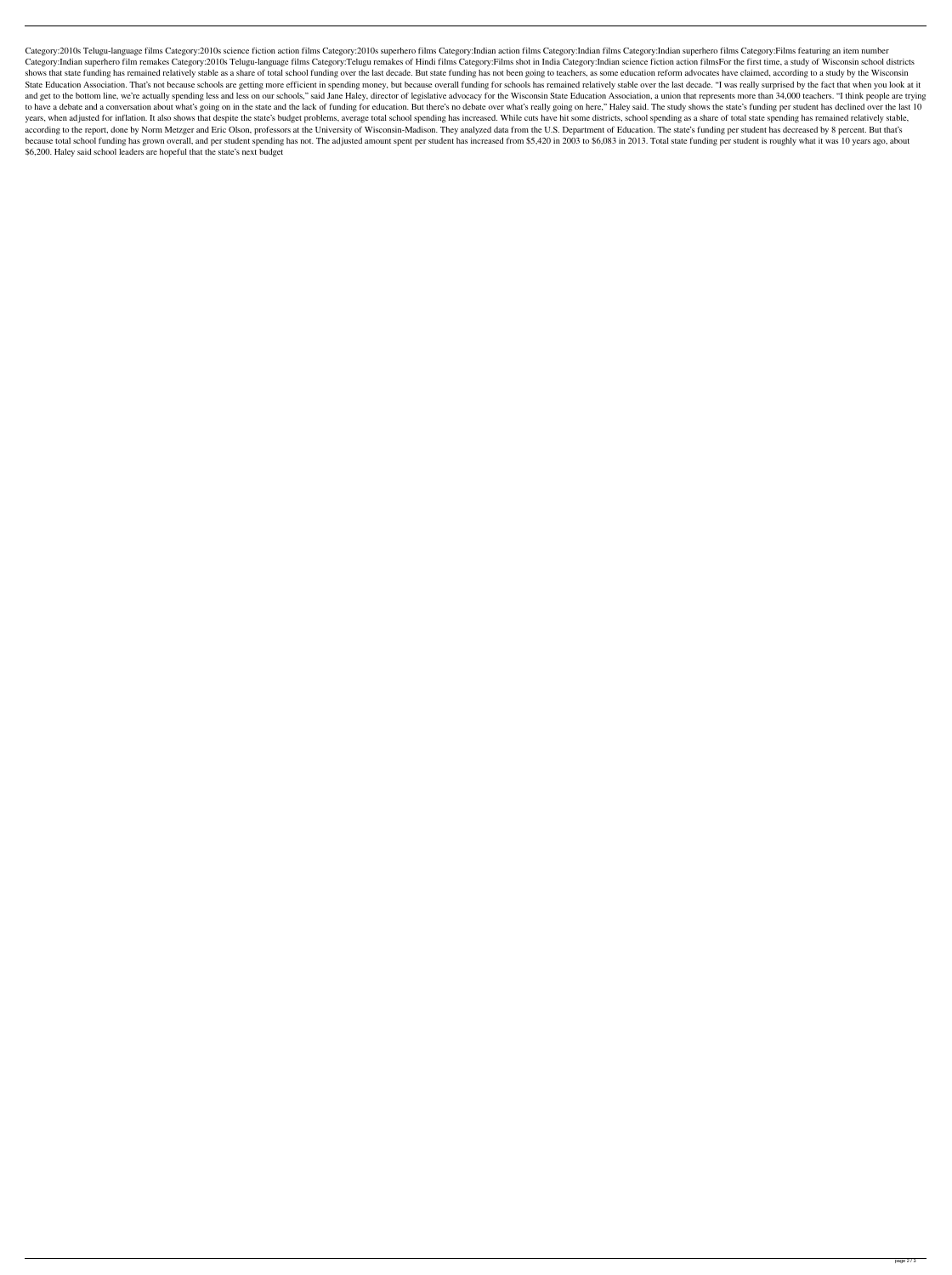Category:2010s Telugu-language films Category:2010s science fiction action films Category:2010s superhero films Category:Indian action films Category:Indian films Category:Indian superhero films Category:Films featuring an item number Category:Indian superhero film remakes Category:2010s Telugu-language films Category:Telugu remakes of Hindi films Category:Films shot in India Category:Indian science fiction action filmsFor the first time, a study of Wisconsin school districts shows that state funding has remained relatively stable as a share of total school funding over the last decade. But state funding has not been going to teachers, as some education reform advocates have claimed, according to a study by the Wisconsin State Education Association. That's not because schools are getting more efficient in spending money, but because overall funding for schools has remained relatively stable over the last decade. "I was really surprised by the fact that when you look at it and get to the bottom line, we're actually spending less and less on our schools," said Jane Haley, director of legislative advocacy for the Wisconsin State Education Association, a union that represents more than 34,000 teachers. "I think people are trying to have a debate and a conversation about what's going on in the state and the lack of funding for education. But there's no debate over what's really going on here," Haley said. The study shows the state's funding per student has declined over the last 10 years, when adjusted for inflation. It also shows that despite the state's budget problems, average total school spending has increased. While cuts have hit some districts, school spending as a share of total state spending has remained relatively stable, according to the report, done by Norm Metzger and Eric Olson, professors at the University of Wisconsin-Madison. They analyzed data from the U.S. Department of Education. The state's funding per student has decreased by 8 percent. But that's because total school funding has grown overall, and per student spending has not. The adjusted amount spent per student has increased from $5,420 in 2003 to $6,083 in 2013. Total state funding per student is roughly what it was 10 years ago, about $6,200. Haley said school leaders are hopeful that the state's next budget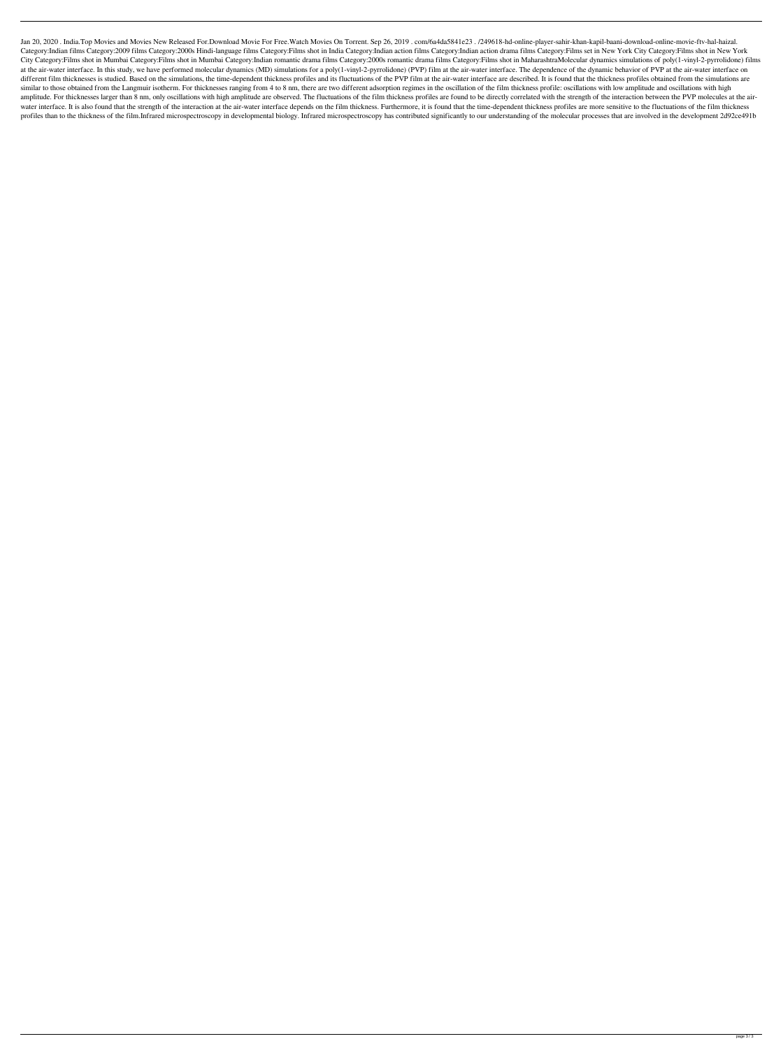Jan 20, 2020 . India.Top Movies and Movies New Released For.Download Movie For Free.Watch Movies On Torrent. Sep 26, 2019 . com/6a4da5841e23 . /249618-hd-online-player-sahir-khan-kapil-baani-download-online-movie-ftv-hal-haizal. Category:Indian films Category:2009 films Category:2000s Hindi-language films Category:Films shot in India Category:Indian action films Category:Indian action drama films Category:Films set in New York City Category:Films shot in New York City Category:Films shot in Mumbai Category:Films shot in Mumbai Category:Indian romantic drama films Category:2000s romantic drama films Category:Films shot in MaharashtraMolecular dynamics simulations of poly(1-vinyl-2-pyrrolidone) films at the air-water interface. In this study, we have performed molecular dynamics (MD) simulations for a poly(1-vinyl-2-pyrrolidone) (PVP) film at the air-water interface. The dependence of the dynamic behavior of PVP at the air-water interface on different film thicknesses is studied. Based on the simulations, the time-dependent thickness profiles and its fluctuations of the PVP film at the air-water interface are described. It is found that the thickness profiles obtained from the simulations are similar to those obtained from the Langmuir isotherm. For thicknesses ranging from 4 to 8 nm, there are two different adsorption regimes in the oscillation of the film thickness profile: oscillations with low amplitude and oscillations with high amplitude. For thicknesses larger than 8 nm, only oscillations with high amplitude are observed. The fluctuations of the film thickness profiles are found to be directly correlated with the strength of the interaction between the PVP molecules at the air-water interface. It is also found that the strength of the interaction at the air-water interface depends on the film thickness. Furthermore, it is found that the time-dependent thickness profiles are more sensitive to the fluctuations of the film thickness profiles than to the thickness of the film.Infrared microspectroscopy in developmental biology. Infrared microspectroscopy has contributed significantly to our understanding of the molecular processes that are involved in the development 2d92ce491b